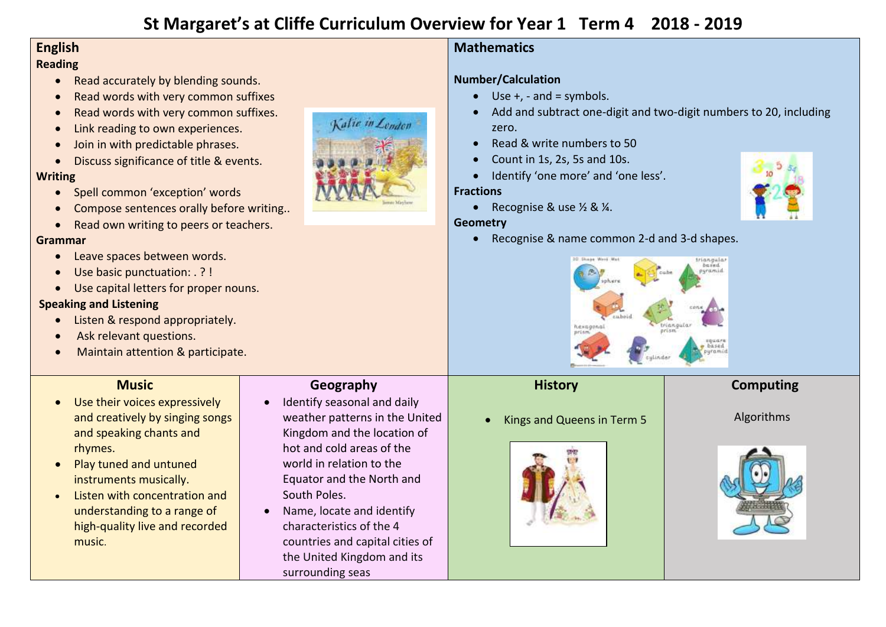# St Margaret's at Cliffe Curriculum Overview for Year 1 Term 4 2018 - 2019

## English

### Reading

- Read accurately by blending sounds.
- Read words with very common suffixes
- Read words with very common suffixes.
- Link reading to own experiences.
- Join in with predictable phrases.
- Discuss significance of title & events.

### Writing

- Spell common 'exception' words
- Compose sentences orally before writing..
- Read own writing to peers or teachers.

### Grammar

- Leave spaces between words.
- Use basic punctuation: . ? !
- Use capital letters for proper nouns.

### Speaking and Listening

- Listen & respond appropriately.
- Ask relevant questions.
- Maintain attention & participate.

## Mathematics

### Number/Calculation

- Use +, - and = symbols.
- Add and subtract one-digit and two-digit numbers to 20, including zero.
- Read & write numbers to 50
- Count in 1s, 2s, 5s and 10s.
- Identify 'one more' and 'one less'.

### Fractions

- Recognise & use ½ & ¼.

### Geometry

- Recognise & name common 2-d and 3-d shapes.

## Music

- Use their voices expressively and creatively by singing songs and speaking chants and rhymes.
- Play tuned and untuned instruments musically.
- Listen with concentration and understanding to a range of high-quality live and recorded music.

## Geography

- Identify seasonal and daily weather patterns in the United Kingdom and the location of hot and cold areas of the world in relation to the Equator and the North and South Poles.
- Name, locate and identify characteristics of the 4 countries and capital cities of the United Kingdom and its surrounding seas

## History

- Kings and Queens in Term 5

## Computing

Algorithms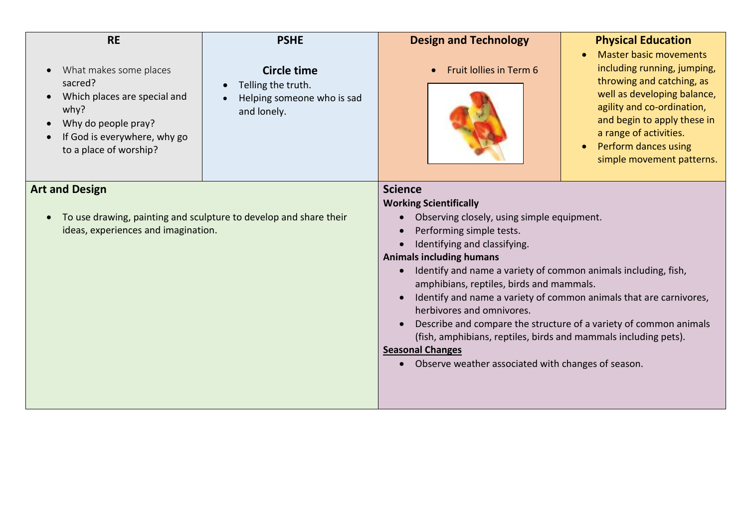## RE

- What makes some places sacred?
- Which places are special and why?
- Why do people pray?
- If God is everywhere, why go to a place of worship?

## PSHE

### Circle time

- Telling the truth.
- Helping someone who is sad and lonely.

## Design and Technology

- Fruit lollies in Term 6

## Physical Education

- Master basic movements including running, jumping, throwing and catching, as well as developing balance, agility and co-ordination, and begin to apply these in a range of activities.
- Perform dances using simple movement patterns.

## Art and Design

- To use drawing, painting and sculpture to develop and share their ideas, experiences and imagination.

## Science

**Working Scientifically**

- Observing closely, using simple equipment.
- Performing simple tests.
- Identifying and classifying.

**Animals including humans**

- Identify and name a variety of common animals including, fish, amphibians, reptiles, birds and mammals.
- Identify and name a variety of common animals that are carnivores, herbivores and omnivores.
- Describe and compare the structure of a variety of common animals (fish, amphibians, reptiles, birds and mammals including pets).

**Seasonal Changes**

- Observe weather associated with changes of season.